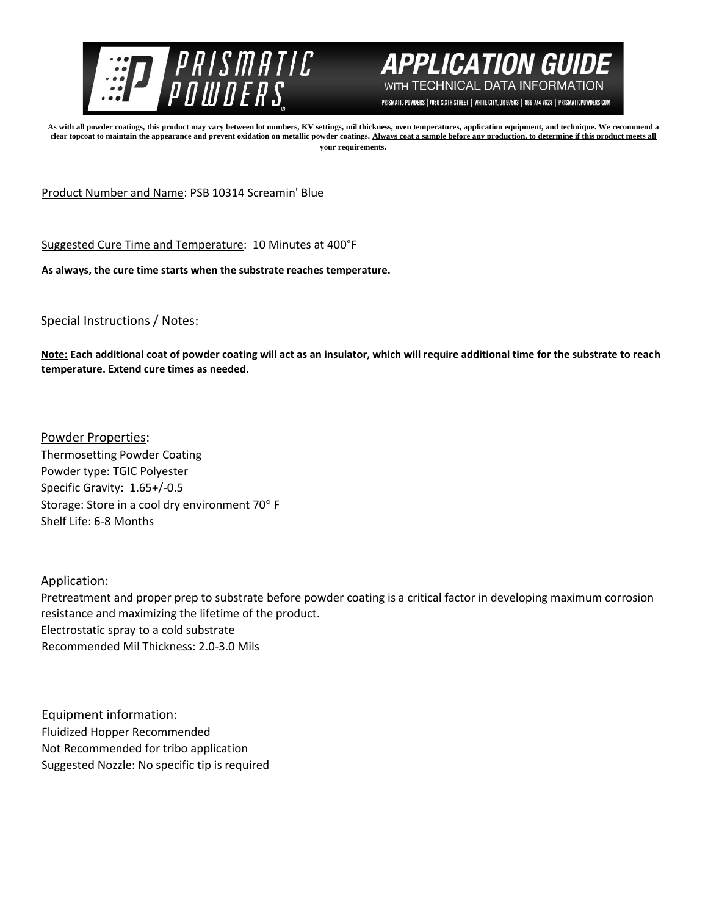# PRISMATIC POWDERS

## APPLICATION GUIDE WITH TECHNICAL DATA INFORMATION

PRISMATIC POWDERS. | 7050 SIXTH STREET | WHITE CITY, OR 97503 | 866-774-7628 | PRISMATICPOWDERS.COM

**As with all powder coatings, this product may vary between lot numbers, KV settings, mil thickness, oven temperatures, application equipment, and technique. We recommend a clear topcoat to maintain the appearance and prevent oxidation on metallic powder coatings. Always coat a sample before any production, to determine if this product meets all your requirements.**

Product Number and Name: PSB 10314 Screamin' Blue

Suggested Cure Time and Temperature: 10 Minutes at 400°F

**As always, the cure time starts when the substrate reaches temperature.**

Special Instructions / Notes:

**Note: Each additional coat of powder coating will act as an insulator, which will require additional time for the substrate to reach temperature. Extend cure times as needed.**

Powder Properties:
Thermosetting Powder Coating
Powder type: TGIC Polyester
Specific Gravity: 1.65+/-0.5
Storage: Store in a cool dry environment 70° F
Shelf Life: 6-8 Months

Application:
Pretreatment and proper prep to substrate before powder coating is a critical factor in developing maximum corrosion resistance and maximizing the lifetime of the product.
Electrostatic spray to a cold substrate
Recommended Mil Thickness: 2.0-3.0 Mils

Equipment information:
Fluidized Hopper Recommended
Not Recommended for tribo application
Suggested Nozzle: No specific tip is required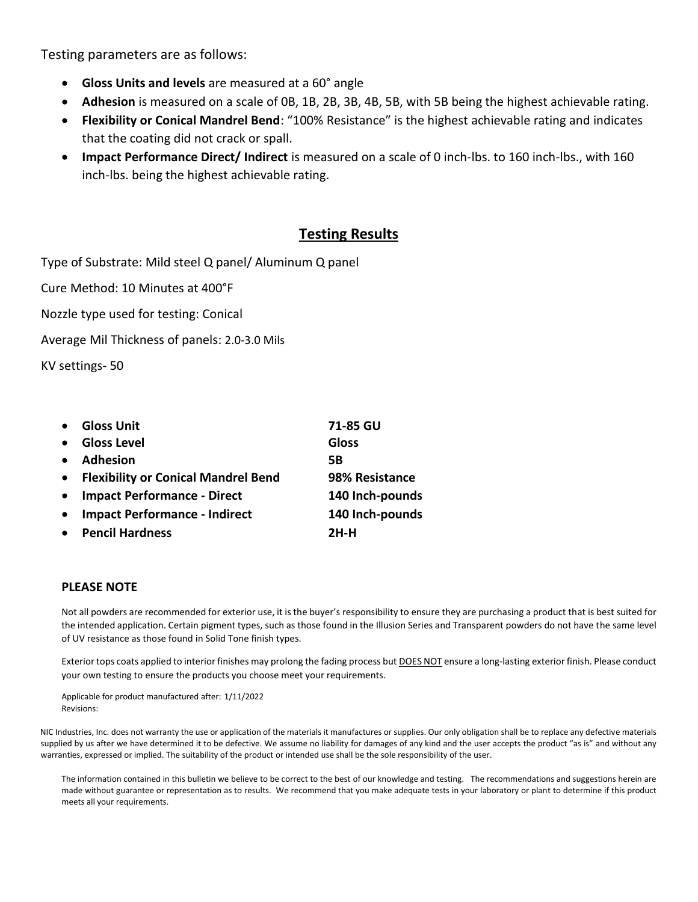Testing parameters are as follows:

- **Gloss Units and levels** are measured at a 60° angle
- **Adhesion** is measured on a scale of 0B, 1B, 2B, 3B, 4B, 5B, with 5B being the highest achievable rating.
- **Flexibility or Conical Mandrel Bend**: "100% Resistance" is the highest achievable rating and indicates that the coating did not crack or spall.
- **Impact Performance Direct/ Indirect** is measured on a scale of 0 inch-lbs. to 160 inch-lbs., with 160 inch-lbs. being the highest achievable rating.

## Testing Results

Type of Substrate: Mild steel Q panel/ Aluminum Q panel

Cure Method: 10 Minutes at 400°F

Nozzle type used for testing: Conical

Average Mil Thickness of panels: 2.0-3.0 Mils

KV settings- 50

| | |
|---|---|
| **Gloss Unit** | **71-85 GU** |
| **Gloss Level** | **Gloss** |
| **Adhesion** | **5B** |
| **Flexibility or Conical Mandrel Bend** | **98% Resistance** |
| **Impact Performance - Direct** | **140 Inch-pounds** |
| **Impact Performance - Indirect** | **140 Inch-pounds** |
| **Pencil Hardness** | **2H-H** |

**PLEASE NOTE**

Not all powders are recommended for exterior use, it is the buyer's responsibility to ensure they are purchasing a product that is best suited for the intended application. Certain pigment types, such as those found in the Illusion Series and Transparent powders do not have the same level of UV resistance as those found in Solid Tone finish types.

Exterior tops coats applied to interior finishes may prolong the fading process but DOES NOT ensure a long-lasting exterior finish. Please conduct your own testing to ensure the products you choose meet your requirements.

Applicable for product manufactured after: 1/11/2022
Revisions:

NIC Industries, Inc. does not warranty the use or application of the materials it manufactures or supplies. Our only obligation shall be to replace any defective materials supplied by us after we have determined it to be defective. We assume no liability for damages of any kind and the user accepts the product "as is" and without any warranties, expressed or implied. The suitability of the product or intended use shall be the sole responsibility of the user.

The information contained in this bulletin we believe to be correct to the best of our knowledge and testing. The recommendations and suggestions herein are made without guarantee or representation as to results. We recommend that you make adequate tests in your laboratory or plant to determine if this product meets all your requirements.